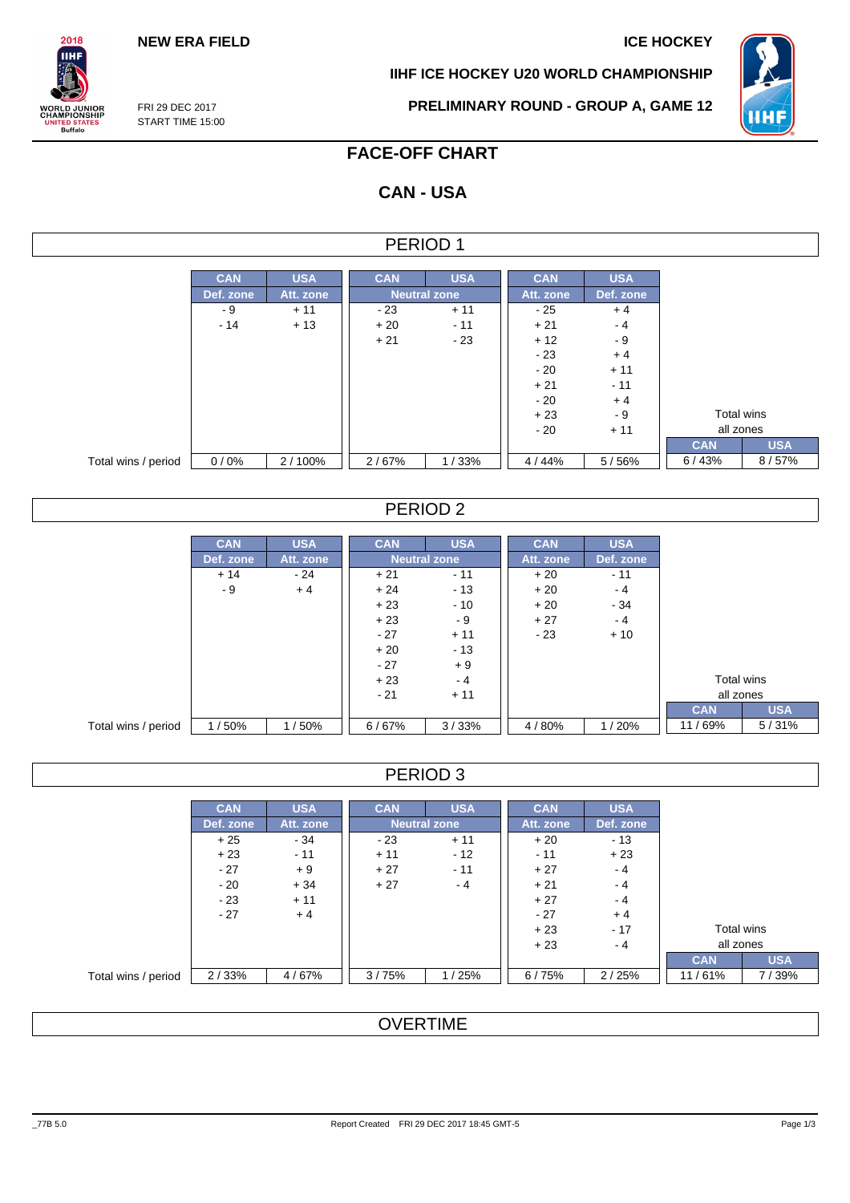NEW ERA FIELD

ICE HOCKEY

IIHF ICE HOCKEY U20 WORLD CHAMPIONSHIP

FRI 29 DEC 2017
START TIME 15:00

PRELIMINARY ROUND - GROUP A, GAME 12

# FACE-OFF CHART

## CAN - USA

### PERIOD 1

| | CAN Def. zone | USA Att. zone | CAN Neutral zone | USA Neutral zone | CAN Att. zone | USA Def. zone | Total wins all zones CAN | Total wins all zones USA |
|---|---|---|---|---|---|---|---|---|
| | - 9 | + 11 | - 23 | + 11 | - 25 | + 4 | | |
| | - 14 | + 13 | + 20 | - 11 | + 21 | - 4 | | |
| | | | + 21 | - 23 | + 12 | - 9 | | |
| | | | | | - 23 | + 4 | | |
| | | | | | - 20 | + 11 | | |
| | | | | | + 21 | - 11 | | |
| | | | | | - 20 | + 4 | | |
| | | | | | + 23 | - 9 | | |
| | | | | | - 20 | + 11 | | |
| Total wins / period | 0 / 0% | 2 / 100% | 2 / 67% | 1 / 33% | 4 / 44% | 5 / 56% | 6 / 43% | 8 / 57% |

### PERIOD 2

| | CAN Def. zone | USA Att. zone | CAN Neutral zone | USA Neutral zone | CAN Att. zone | USA Def. zone | Total wins all zones CAN | Total wins all zones USA |
|---|---|---|---|---|---|---|---|---|
| | + 14 | - 24 | + 21 | - 11 | + 20 | - 11 | | |
| | - 9 | + 4 | + 24 | - 13 | + 20 | - 4 | | |
| | | | + 23 | - 10 | + 20 | - 34 | | |
| | | | + 23 | - 9 | + 27 | - 4 | | |
| | | | - 27 | + 11 | - 23 | + 10 | | |
| | | | + 20 | - 13 | | | | |
| | | | - 27 | + 9 | | | | |
| | | | + 23 | - 4 | | | | |
| | | | - 21 | + 11 | | | | |
| Total wins / period | 1 / 50% | 1 / 50% | 6 / 67% | 3 / 33% | 4 / 80% | 1 / 20% | 11 / 69% | 5 / 31% |

### PERIOD 3

| | CAN Def. zone | USA Att. zone | CAN Neutral zone | USA Neutral zone | CAN Att. zone | USA Def. zone | Total wins all zones CAN | Total wins all zones USA |
|---|---|---|---|---|---|---|---|---|
| | + 25 | - 34 | - 23 | + 11 | + 20 | - 13 | | |
| | + 23 | - 11 | + 11 | - 12 | - 11 | + 23 | | |
| | - 27 | + 9 | + 27 | - 11 | + 27 | - 4 | | |
| | - 20 | + 34 | + 27 | - 4 | + 21 | - 4 | | |
| | - 23 | + 11 | | | + 27 | - 4 | | |
| | - 27 | + 4 | | | - 27 | + 4 | | |
| | | | | | + 23 | - 17 | | |
| | | | | | + 23 | - 4 | | |
| Total wins / period | 2 / 33% | 4 / 67% | 3 / 75% | 1 / 25% | 6 / 75% | 2 / 25% | 11 / 61% | 7 / 39% |

### OVERTIME

_77B 5.0

Report Created FRI 29 DEC 2017 18:45 GMT-5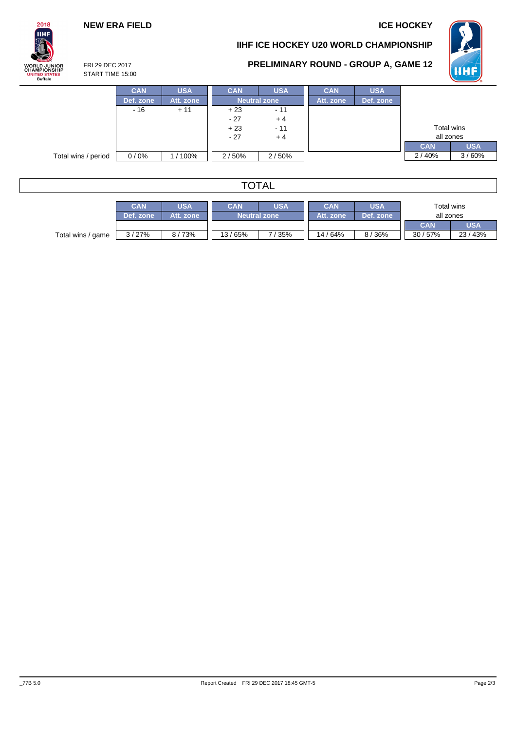# IIHF ICE HOCKEY U20 WORLD CHAMPIONSHIP

## PRELIMINARY ROUND - GROUP A, GAME 12

NEW ERA FIELD

ICE HOCKEY

FRI 29 DEC 2017
START TIME 15:00

| | CAN | USA | CAN | USA | CAN | USA | Total wins all zones | |
|---|---|---|---|---|---|---|---|---|
| | Def. zone | Att. zone | Neutral zone | | Att. zone | Def. zone | CAN | USA |
| | - 16 | + 11 | + 23 | - 11 | | | | |
| | | | - 27 | + 4 | | | | |
| | | | + 23 | - 11 | | | | |
| | | | - 27 | + 4 | | | | |
| Total wins / period | 0 / 0% | 1 / 100% | 2 / 50% | 2 / 50% | | | 2 / 40% | 3 / 60% |

## TOTAL

| | CAN | USA | CAN | USA | CAN | USA | Total wins all zones | |
|---|---|---|---|---|---|---|---|---|
| | Def. zone | Att. zone | Neutral zone | | Att. zone | Def. zone | CAN | USA |
| Total wins / game | 3 / 27% | 8 / 73% | 13 / 65% | 7 / 35% | 14 / 64% | 8 / 36% | 30 / 57% | 23 / 43% |

_77B 5.0

Report Created FRI 29 DEC 2017 18:45 GMT-5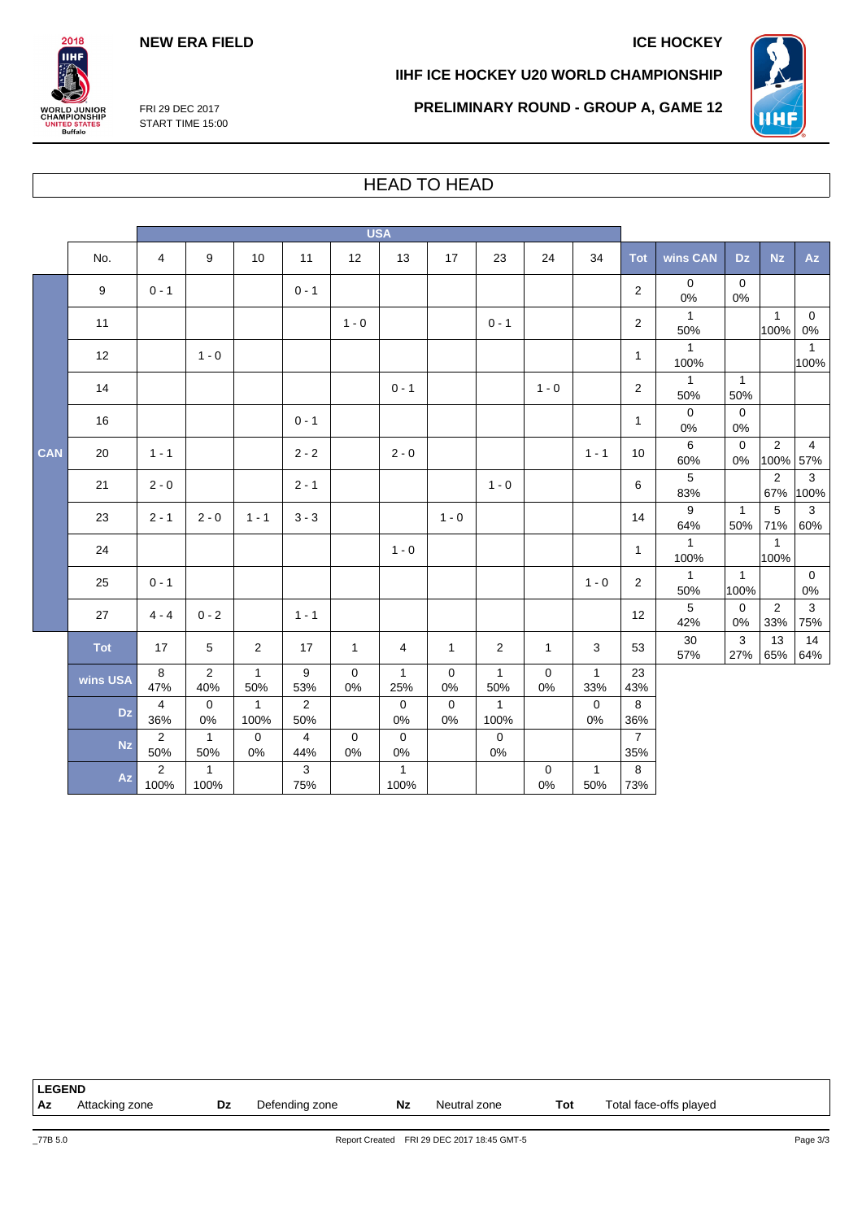NEW ERA FIELD

ICE HOCKEY

# IIHF ICE HOCKEY U20 WORLD CHAMPIONSHIP

FRI 29 DEC 2017
START TIME 15:00

## PRELIMINARY ROUND - GROUP A, GAME 12

# HEAD TO HEAD

| | | USA | | | | | | | | | | | | | | |
|---|---|---|---|---|---|---|---|---|---|---|---|---|---|---|---|---|
| | No. | 4 | 9 | 10 | 11 | 12 | 13 | 17 | 23 | 24 | 34 | Tot | wins CAN | Dz | Nz | Az |
| CAN | 9 | 0 - 1 | | | 0 - 1 | | | | | | | 2 | 0 0% | 0 0% | | |
| | 11 | | | | | 1 - 0 | | | 0 - 1 | | | 2 | 1 50% | | 1 100% | 0 0% |
| | 12 | | 1 - 0 | | | | | | | | | 1 | 1 100% | | | 1 100% |
| | 14 | | | | | | 0 - 1 | | | 1 - 0 | | 2 | 1 50% | 1 50% | | |
| | 16 | | | | 0 - 1 | | | | | | | 1 | 0 0% | 0 0% | | |
| | 20 | 1 - 1 | | | 2 - 2 | | 2 - 0 | | | | 1 - 1 | 10 | 6 60% | 0 0% | 2 100% | 4 57% |
| | 21 | 2 - 0 | | | 2 - 1 | | | | 1 - 0 | | | 6 | 5 83% | | 2 67% | 3 100% |
| | 23 | 2 - 1 | 2 - 0 | 1 - 1 | 3 - 3 | | | 1 - 0 | | | | 14 | 9 64% | 1 50% | 5 71% | 3 60% |
| | 24 | | | | | | 1 - 0 | | | | | 1 | 1 100% | | 1 100% | |
| | 25 | 0 - 1 | | | | | | | | | 1 - 0 | 2 | 1 50% | 1 100% | | 0 0% |
| | 27 | 4 - 4 | 0 - 2 | | 1 - 1 | | | | | | | 12 | 5 42% | 0 0% | 2 33% | 3 75% |
| | Tot | 17 | 5 | 2 | 17 | 1 | 4 | 1 | 2 | 1 | 3 | 53 | 30 57% | 3 27% | 13 65% | 14 64% |
| | wins USA | 8 47% | 2 40% | 1 50% | 9 53% | 0 0% | 1 25% | 0 0% | 1 50% | 0 0% | 1 33% | 23 43% | | | | |
| | Dz | 4 36% | 0 0% | 1 100% | 2 50% | | 0 0% | 0 0% | 1 100% | | 0 0% | 8 36% | | | | |
| | Nz | 2 50% | 1 50% | 0 0% | 4 44% | 0 0% | 0 0% | | 0 0% | | | 7 35% | | | | |
| | Az | 2 100% | 1 100% | | 3 75% | | 1 100% | | | 0 0% | 1 50% | 8 73% | | | | |

**LEGEND**

| | | | | | | | |
|---|---|---|---|---|---|---|---|
| **Az** | Attacking zone | **Dz** | Defending zone | **Nz** | Neutral zone | **Tot** | Total face-offs played |

_77B 5.0 Report Created FRI 29 DEC 2017 18:45 GMT-5